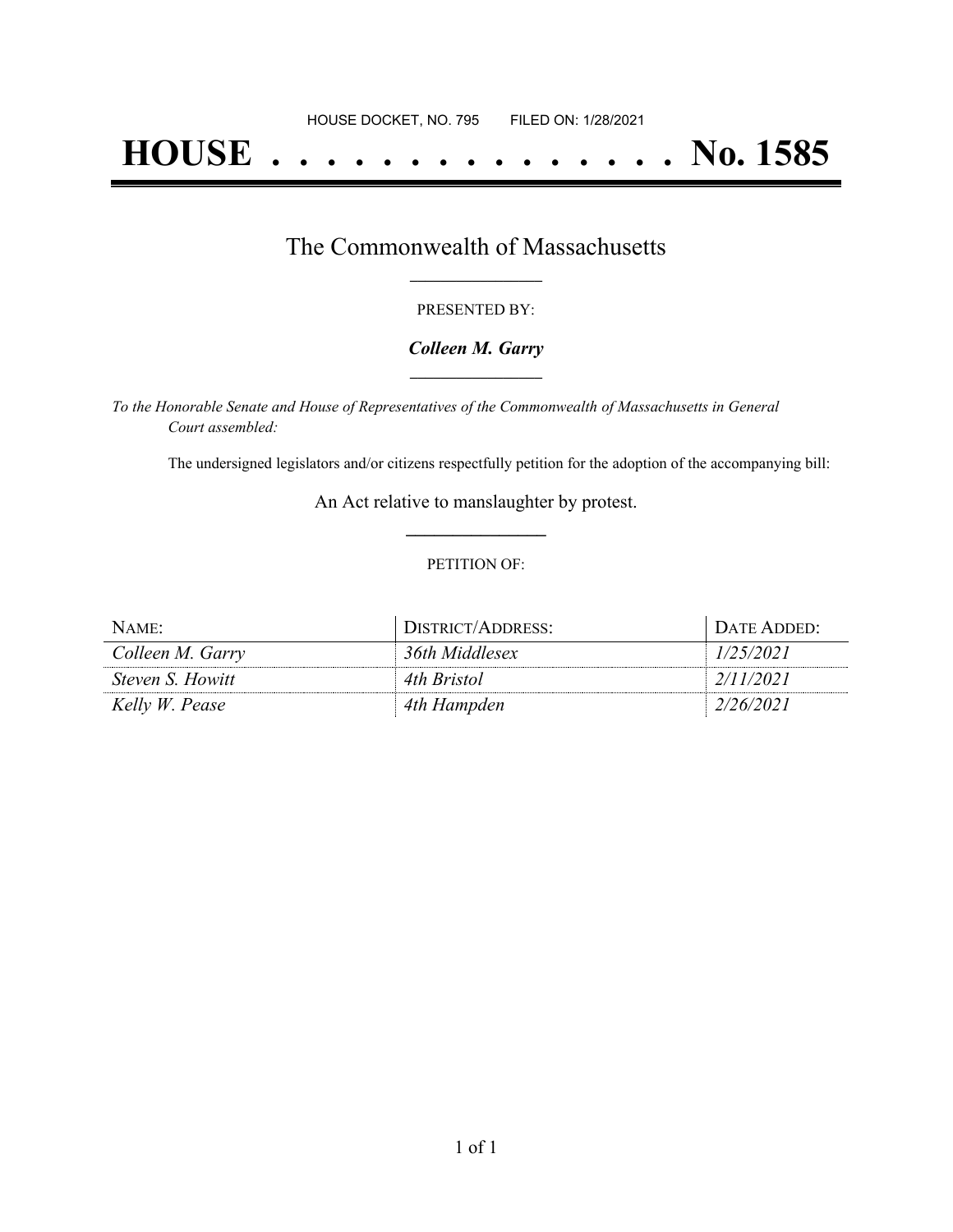HOUSE DOCKET, NO. 795 FILED ON: 1/28/2021

# HOUSE . . . . . . . . . . . . . . . No. 1585

## The Commonwealth of Massachusetts

PRESENTED BY:

***Colleen M. Garry***

*To the Honorable Senate and House of Representatives of the Commonwealth of Massachusetts in General Court assembled:*

The undersigned legislators and/or citizens respectfully petition for the adoption of the accompanying bill:

An Act relative to manslaughter by protest.

PETITION OF:

| NAME: | DISTRICT/ADDRESS: | DATE ADDED: |
|---|---|---|
| *Colleen M. Garry* | *36th Middlesex* | *1/25/2021* |
| *Steven S. Howitt* | *4th Bristol* | *2/11/2021* |
| *Kelly W. Pease* | *4th Hampden* | *2/26/2021* |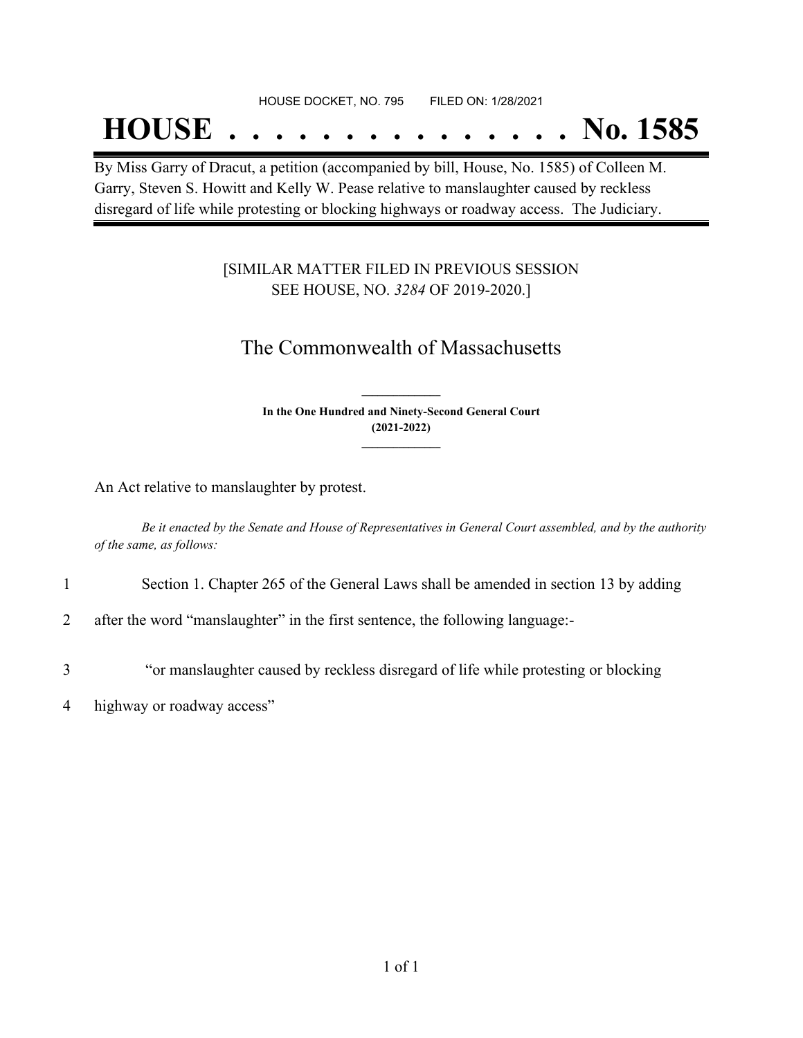HOUSE DOCKET, NO. 795        FILED ON: 1/28/2021

# HOUSE . . . . . . . . . . . . . . . No. 1585

By Miss Garry of Dracut, a petition (accompanied by bill, House, No. 1585) of Colleen M. Garry, Steven S. Howitt and Kelly W. Pease relative to manslaughter caused by reckless disregard of life while protesting or blocking highways or roadway access. The Judiciary.

[SIMILAR MATTER FILED IN PREVIOUS SESSION
SEE HOUSE, NO. *3284* OF 2019-2020.]

## The Commonwealth of Massachusetts

**In the One Hundred and Ninety-Second General Court**
**(2021-2022)**

An Act relative to manslaughter by protest.

*Be it enacted by the Senate and House of Representatives in General Court assembled, and by the authority of the same, as follows:*

1 Section 1. Chapter 265 of the General Laws shall be amended in section 13 by adding
2 after the word "manslaughter" in the first sentence, the following language:-

3 "or manslaughter caused by reckless disregard of life while protesting or blocking
4 highway or roadway access"